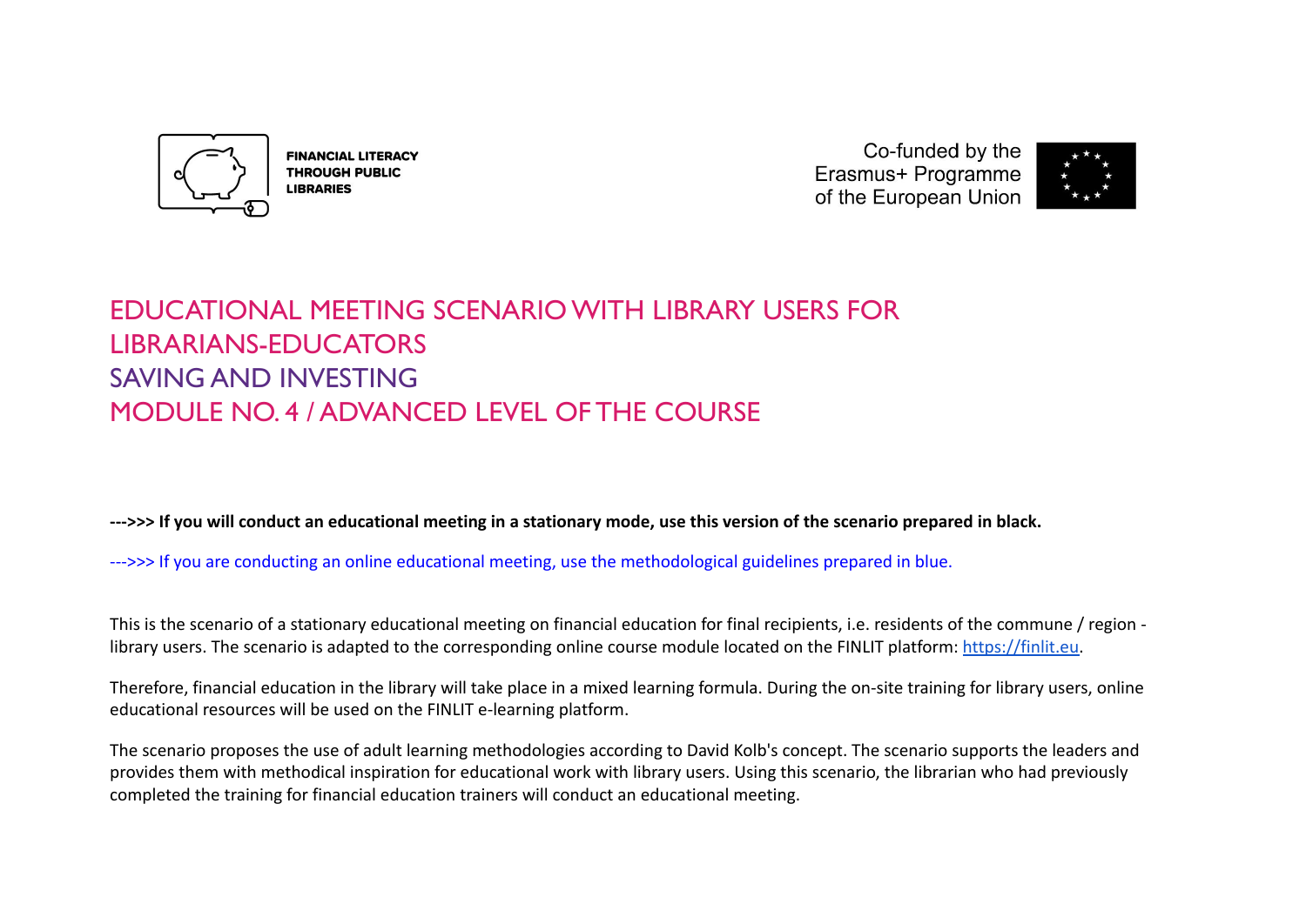FINANCIAL LITERACY THROUGH PUBLIC LIBRARIES

Co-funded by the Erasmus+ Programme of the European Union

# EDUCATIONAL MEETING SCENARIO WITH LIBRARY USERS FOR LIBRARIANS-EDUCATORS
# SAVING AND INVESTING
# MODULE NO. 4 / ADVANCED LEVEL OF THE COURSE

**--->>> If you will conduct an educational meeting in a stationary mode, use this version of the scenario prepared in black.**

--->>> If you are conducting an online educational meeting, use the methodological guidelines prepared in blue.

This is the scenario of a stationary educational meeting on financial education for final recipients, i.e. residents of the commune / region - library users. The scenario is adapted to the corresponding online course module located on the FINLIT platform: https://finlit.eu.

Therefore, financial education in the library will take place in a mixed learning formula. During the on-site training for library users, online educational resources will be used on the FINLIT e-learning platform.

The scenario proposes the use of adult learning methodologies according to David Kolb's concept. The scenario supports the leaders and provides them with methodical inspiration for educational work with library users. Using this scenario, the librarian who had previously completed the training for financial education trainers will conduct an educational meeting.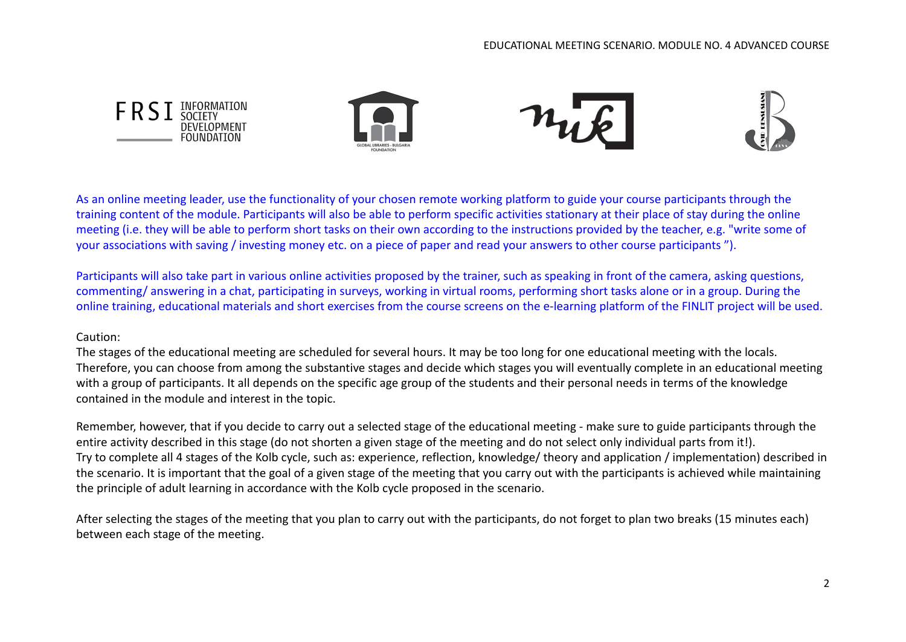As an online meeting leader, use the functionality of your chosen remote working platform to guide your course participants through the training content of the module. Participants will also be able to perform specific activities stationary at their place of stay during the online meeting (i.e. they will be able to perform short tasks on their own according to the instructions provided by the teacher, e.g. "write some of your associations with saving / investing money etc. on a piece of paper and read your answers to other course participants ").

Participants will also take part in various online activities proposed by the trainer, such as speaking in front of the camera, asking questions, commenting/ answering in a chat, participating in surveys, working in virtual rooms, performing short tasks alone or in a group. During the online training, educational materials and short exercises from the course screens on the e-learning platform of the FINLIT project will be used.

Caution:
The stages of the educational meeting are scheduled for several hours. It may be too long for one educational meeting with the locals. Therefore, you can choose from among the substantive stages and decide which stages you will eventually complete in an educational meeting with a group of participants. It all depends on the specific age group of the students and their personal needs in terms of the knowledge contained in the module and interest in the topic.

Remember, however, that if you decide to carry out a selected stage of the educational meeting - make sure to guide participants through the entire activity described in this stage (do not shorten a given stage of the meeting and do not select only individual parts from it!).
Try to complete all 4 stages of the Kolb cycle, such as: experience, reflection, knowledge/ theory and application / implementation) described in the scenario. It is important that the goal of a given stage of the meeting that you carry out with the participants is achieved while maintaining the principle of adult learning in accordance with the Kolb cycle proposed in the scenario.

After selecting the stages of the meeting that you plan to carry out with the participants, do not forget to plan two breaks (15 minutes each) between each stage of the meeting.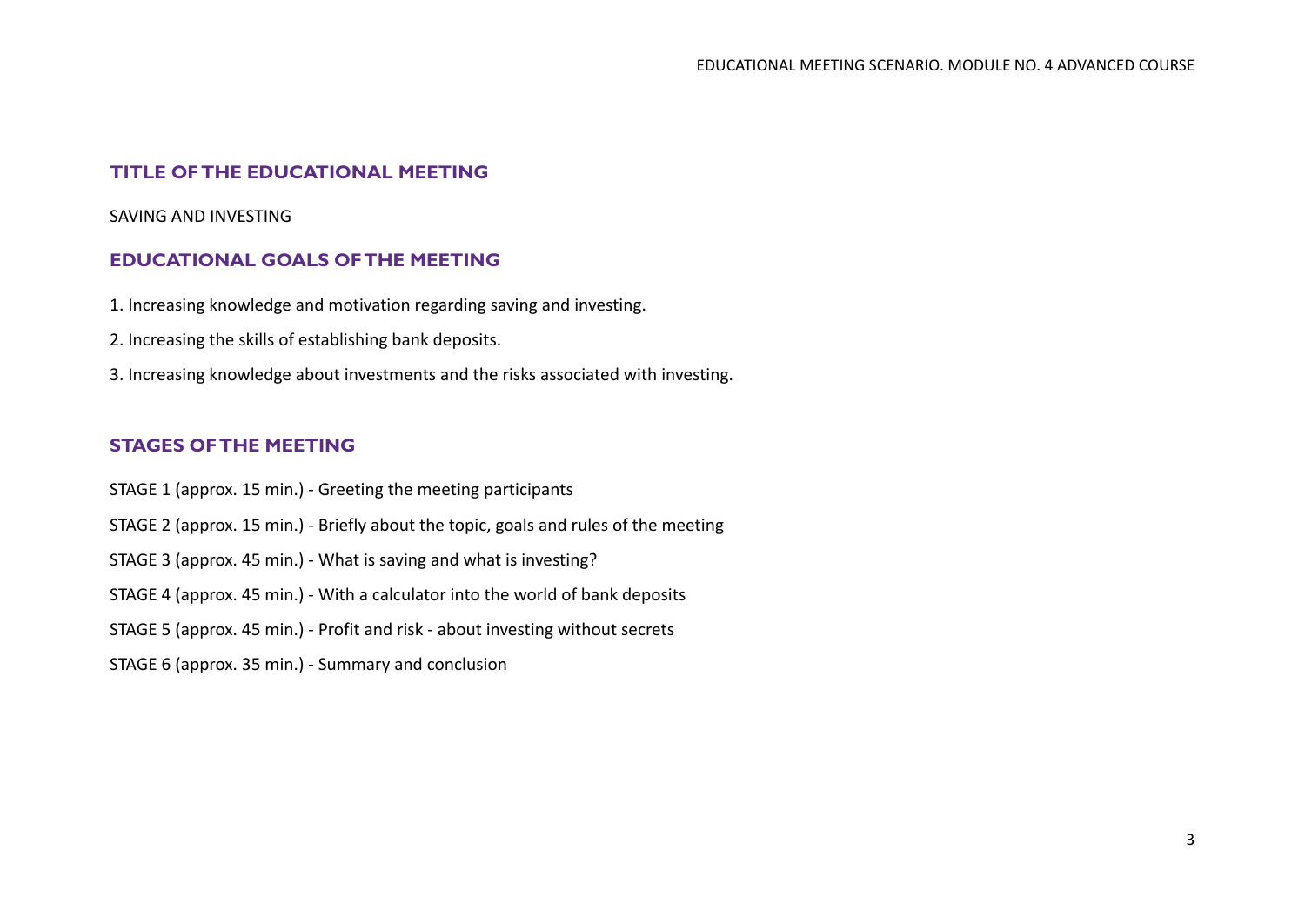## TITLE OF THE EDUCATIONAL MEETING

SAVING AND INVESTING

## EDUCATIONAL GOALS OF THE MEETING

1. Increasing knowledge and motivation regarding saving and investing.
2. Increasing the skills of establishing bank deposits.
3. Increasing knowledge about investments and the risks associated with investing.

## STAGES OF THE MEETING

STAGE 1 (approx. 15 min.) - Greeting the meeting participants

STAGE 2 (approx. 15 min.) - Briefly about the topic, goals and rules of the meeting

STAGE 3 (approx. 45 min.) - What is saving and what is investing?

STAGE 4 (approx. 45 min.) - With a calculator into the world of bank deposits

STAGE 5 (approx. 45 min.) - Profit and risk - about investing without secrets

STAGE 6 (approx. 35 min.) - Summary and conclusion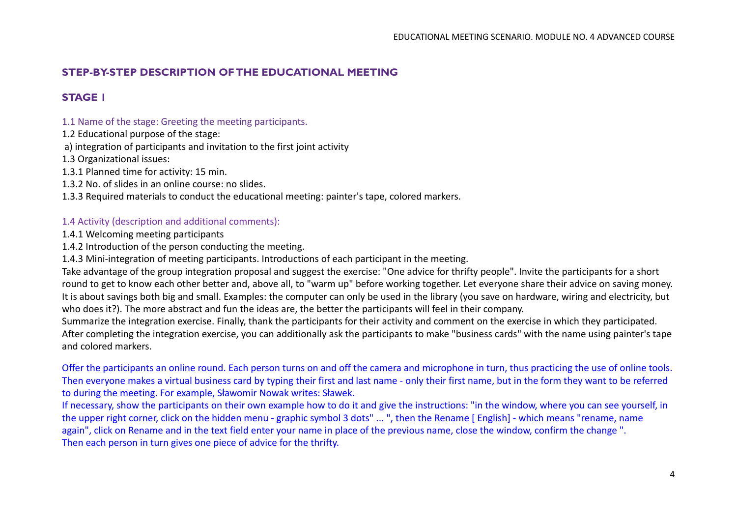## STEP-BY-STEP DESCRIPTION OF THE EDUCATIONAL MEETING

## STAGE 1

1.1 Name of the stage: Greeting the meeting participants.

1.2 Educational purpose of the stage:

a) integration of participants and invitation to the first joint activity

1.3 Organizational issues:

1.3.1 Planned time for activity: 15 min.

1.3.2 No. of slides in an online course: no slides.

1.3.3 Required materials to conduct the educational meeting: painter's tape, colored markers.

1.4 Activity (description and additional comments):

1.4.1 Welcoming meeting participants

1.4.2 Introduction of the person conducting the meeting.

1.4.3 Mini-integration of meeting participants. Introductions of each participant in the meeting.

Take advantage of the group integration proposal and suggest the exercise: "One advice for thrifty people". Invite the participants for a short round to get to know each other better and, above all, to "warm up" before working together. Let everyone share their advice on saving money. It is about savings both big and small. Examples: the computer can only be used in the library (you save on hardware, wiring and electricity, but who does it?). The more abstract and fun the ideas are, the better the participants will feel in their company.

Summarize the integration exercise. Finally, thank the participants for their activity and comment on the exercise in which they participated. After completing the integration exercise, you can additionally ask the participants to make "business cards" with the name using painter's tape and colored markers.

Offer the participants an online round. Each person turns on and off the camera and microphone in turn, thus practicing the use of online tools. Then everyone makes a virtual business card by typing their first and last name - only their first name, but in the form they want to be referred to during the meeting. For example, Sławomir Nowak writes: Sławek.

If necessary, show the participants on their own example how to do it and give the instructions: "in the window, where you can see yourself, in the upper right corner, click on the hidden menu - graphic symbol 3 dots" ... ", then the Rename [ English] - which means "rename, name again", click on Rename and in the text field enter your name in place of the previous name, close the window, confirm the change ".

Then each person in turn gives one piece of advice for the thrifty.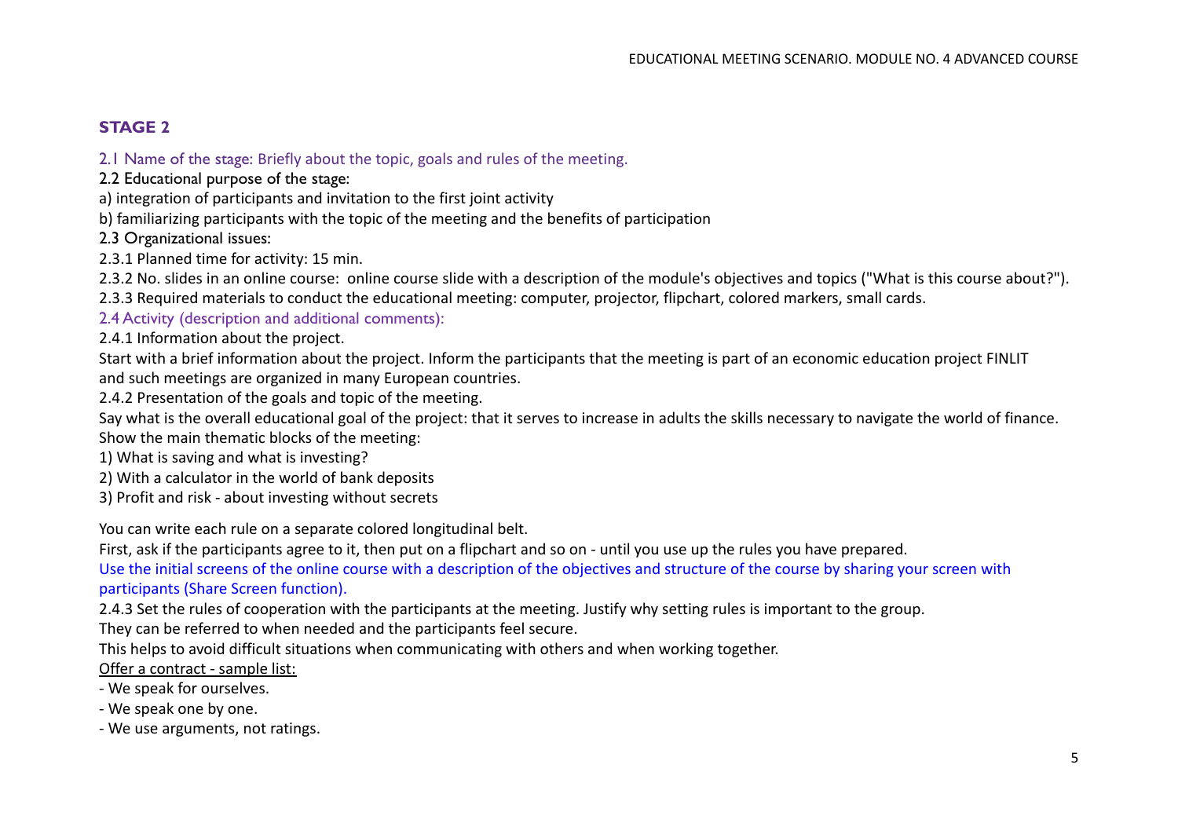## STAGE 2

2.1 Name of the stage: Briefly about the topic, goals and rules of the meeting.

2.2 Educational purpose of the stage:

a) integration of participants and invitation to the first joint activity

b) familiarizing participants with the topic of the meeting and the benefits of participation

2.3 Organizational issues:

2.3.1 Planned time for activity: 15 min.

2.3.2 No. slides in an online course: online course slide with a description of the module's objectives and topics ("What is this course about?").

2.3.3 Required materials to conduct the educational meeting: computer, projector, flipchart, colored markers, small cards.

2.4 Activity (description and additional comments):

2.4.1 Information about the project.

Start with a brief information about the project. Inform the participants that the meeting is part of an economic education project FINLIT and such meetings are organized in many European countries.

2.4.2 Presentation of the goals and topic of the meeting.

Say what is the overall educational goal of the project: that it serves to increase in adults the skills necessary to navigate the world of finance.

Show the main thematic blocks of the meeting:

1) What is saving and what is investing?

2) With a calculator in the world of bank deposits

3) Profit and risk - about investing without secrets

You can write each rule on a separate colored longitudinal belt.

First, ask if the participants agree to it, then put on a flipchart and so on - until you use up the rules you have prepared.

Use the initial screens of the online course with a description of the objectives and structure of the course by sharing your screen with participants (Share Screen function).

2.4.3 Set the rules of cooperation with the participants at the meeting. Justify why setting rules is important to the group.

They can be referred to when needed and the participants feel secure.

This helps to avoid difficult situations when communicating with others and when working together.

<u>Offer a contract - sample list:</u>

- We speak for ourselves.
- We speak one by one.
- We use arguments, not ratings.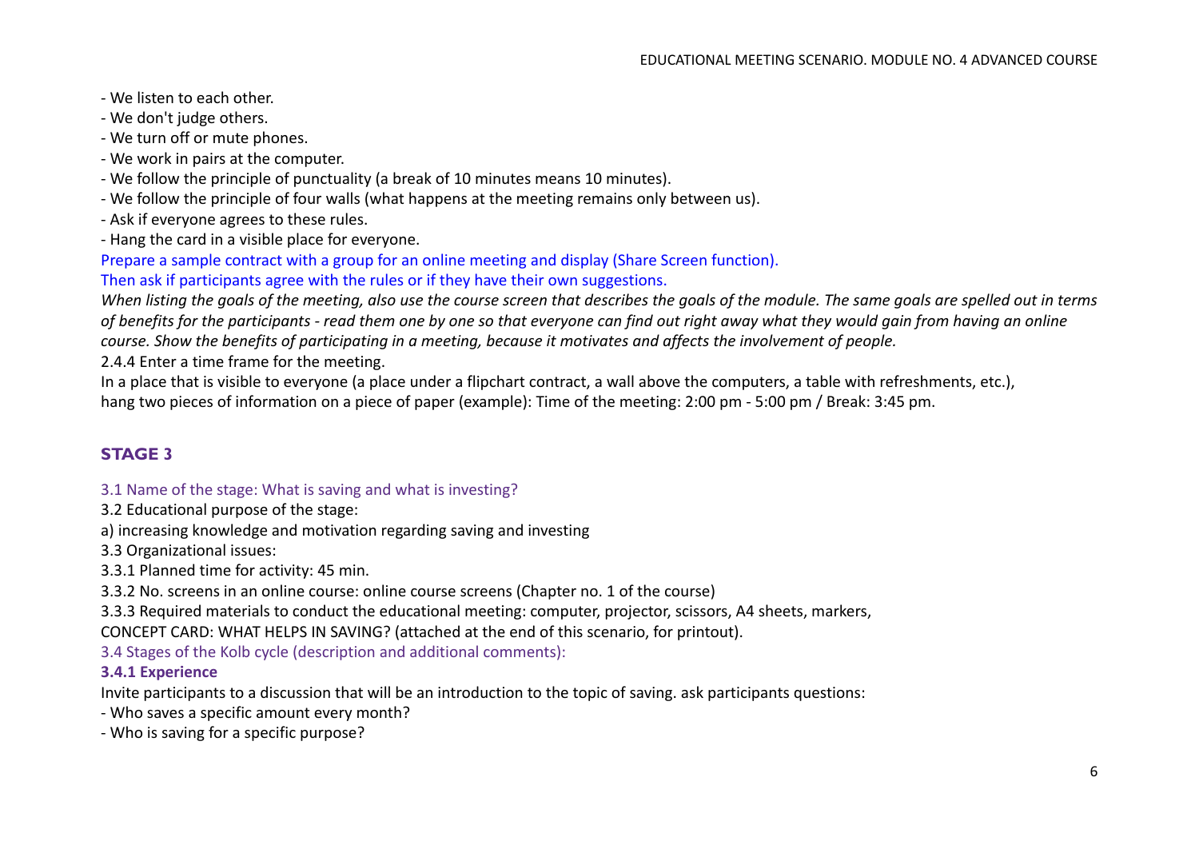- We listen to each other.
- We don't judge others.
- We turn off or mute phones.
- We work in pairs at the computer.
- We follow the principle of punctuality (a break of 10 minutes means 10 minutes).
- We follow the principle of four walls (what happens at the meeting remains only between us).
- Ask if everyone agrees to these rules.
- Hang the card in a visible place for everyone.

Prepare a sample contract with a group for an online meeting and display (Share Screen function).
Then ask if participants agree with the rules or if they have their own suggestions.

*When listing the goals of the meeting, also use the course screen that describes the goals of the module. The same goals are spelled out in terms of benefits for the participants - read them one by one so that everyone can find out right away what they would gain from having an online course. Show the benefits of participating in a meeting, because it motivates and affects the involvement of people.*

2.4.4 Enter a time frame for the meeting.

In a place that is visible to everyone (a place under a flipchart contract, a wall above the computers, a table with refreshments, etc.), hang two pieces of information on a piece of paper (example): Time of the meeting: 2:00 pm - 5:00 pm / Break: 3:45 pm.

## STAGE 3

3.1 Name of the stage: What is saving and what is investing?

3.2 Educational purpose of the stage:

a) increasing knowledge and motivation regarding saving and investing

3.3 Organizational issues:

3.3.1 Planned time for activity: 45 min.

3.3.2 No. screens in an online course: online course screens (Chapter no. 1 of the course)

3.3.3 Required materials to conduct the educational meeting: computer, projector, scissors, A4 sheets, markers, CONCEPT CARD: WHAT HELPS IN SAVING? (attached at the end of this scenario, for printout).

3.4 Stages of the Kolb cycle (description and additional comments):

**3.4.1 Experience**

Invite participants to a discussion that will be an introduction to the topic of saving. ask participants questions:

- Who saves a specific amount every month?
- Who is saving for a specific purpose?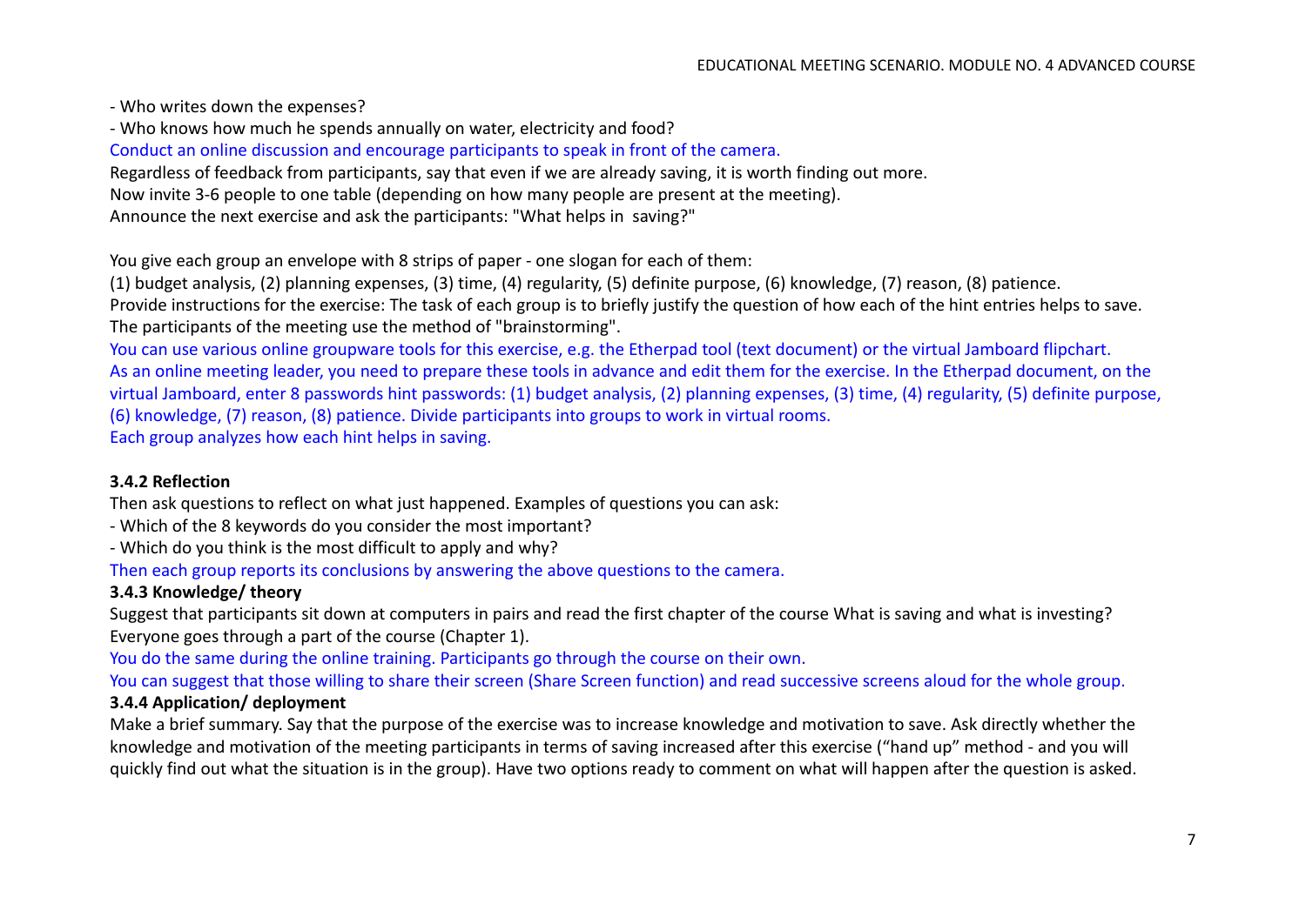- Who writes down the expenses?
- Who knows how much he spends annually on water, electricity and food?

Conduct an online discussion and encourage participants to speak in front of the camera.

Regardless of feedback from participants, say that even if we are already saving, it is worth finding out more.

Now invite 3-6 people to one table (depending on how many people are present at the meeting).

Announce the next exercise and ask the participants: "What helps in saving?"

You give each group an envelope with 8 strips of paper - one slogan for each of them:

(1) budget analysis, (2) planning expenses, (3) time, (4) regularity, (5) definite purpose, (6) knowledge, (7) reason, (8) patience.

Provide instructions for the exercise: The task of each group is to briefly justify the question of how each of the hint entries helps to save.

The participants of the meeting use the method of "brainstorming".

You can use various online groupware tools for this exercise, e.g. the Etherpad tool (text document) or the virtual Jamboard flipchart.

As an online meeting leader, you need to prepare these tools in advance and edit them for the exercise. In the Etherpad document, on the virtual Jamboard, enter 8 passwords hint passwords: (1) budget analysis, (2) planning expenses, (3) time, (4) regularity, (5) definite purpose, (6) knowledge, (7) reason, (8) patience. Divide participants into groups to work in virtual rooms.

Each group analyzes how each hint helps in saving.

### 3.4.2 Reflection

Then ask questions to reflect on what just happened. Examples of questions you can ask:

- Which of the 8 keywords do you consider the most important?
- Which do you think is the most difficult to apply and why?

Then each group reports its conclusions by answering the above questions to the camera.

### 3.4.3 Knowledge/ theory

Suggest that participants sit down at computers in pairs and read the first chapter of the course What is saving and what is investing? Everyone goes through a part of the course (Chapter 1).

You do the same during the online training. Participants go through the course on their own.

You can suggest that those willing to share their screen (Share Screen function) and read successive screens aloud for the whole group.

### 3.4.4 Application/ deployment

Make a brief summary. Say that the purpose of the exercise was to increase knowledge and motivation to save. Ask directly whether the knowledge and motivation of the meeting participants in terms of saving increased after this exercise ("hand up" method - and you will quickly find out what the situation is in the group). Have two options ready to comment on what will happen after the question is asked.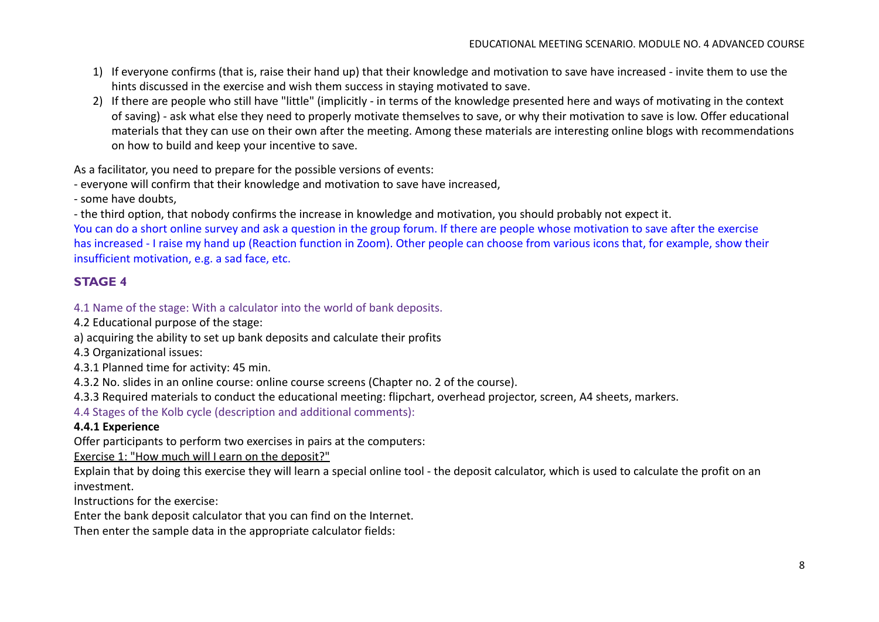1) If everyone confirms (that is, raise their hand up) that their knowledge and motivation to save have increased - invite them to use the hints discussed in the exercise and wish them success in staying motivated to save.
2) If there are people who still have "little" (implicitly - in terms of the knowledge presented here and ways of motivating in the context of saving) - ask what else they need to properly motivate themselves to save, or why their motivation to save is low. Offer educational materials that they can use on their own after the meeting. Among these materials are interesting online blogs with recommendations on how to build and keep your incentive to save.

As a facilitator, you need to prepare for the possible versions of events:
- everyone will confirm that their knowledge and motivation to save have increased,
- some have doubts,
- the third option, that nobody confirms the increase in knowledge and motivation, you should probably not expect it.

You can do a short online survey and ask a question in the group forum. If there are people whose motivation to save after the exercise has increased - I raise my hand up (Reaction function in Zoom). Other people can choose from various icons that, for example, show their insufficient motivation, e.g. a sad face, etc.

## STAGE 4

4.1 Name of the stage: With a calculator into the world of bank deposits.
4.2 Educational purpose of the stage:
a) acquiring the ability to set up bank deposits and calculate their profits
4.3 Organizational issues:
4.3.1 Planned time for activity: 45 min.
4.3.2 No. slides in an online course: online course screens (Chapter no. 2 of the course).
4.3.3 Required materials to conduct the educational meeting: flipchart, overhead projector, screen, A4 sheets, markers.
4.4 Stages of the Kolb cycle (description and additional comments):

**4.4.1 Experience**

Offer participants to perform two exercises in pairs at the computers:

Exercise 1: "How much will I earn on the deposit?"

Explain that by doing this exercise they will learn a special online tool - the deposit calculator, which is used to calculate the profit on an investment.

Instructions for the exercise:

Enter the bank deposit calculator that you can find on the Internet.

Then enter the sample data in the appropriate calculator fields: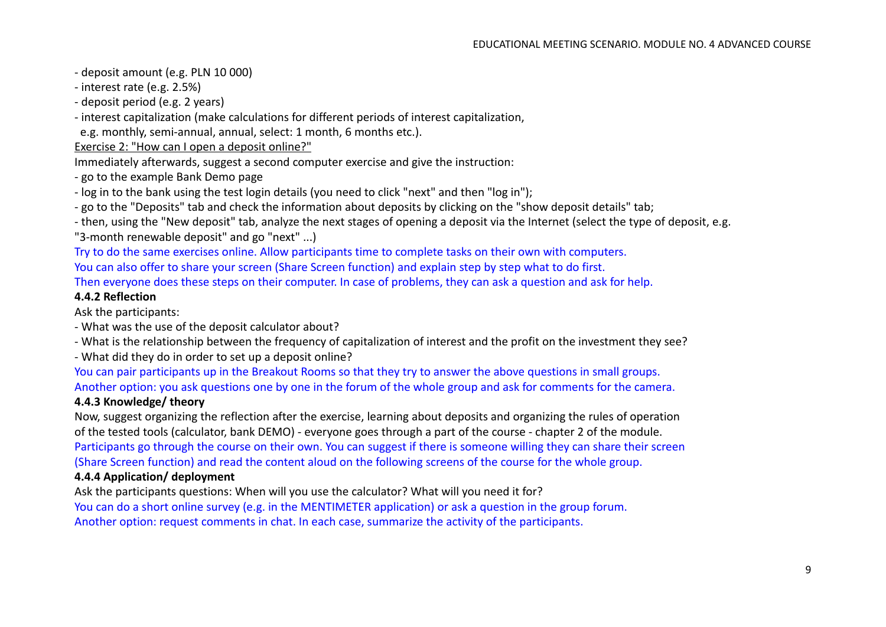- deposit amount (e.g. PLN 10 000)
- interest rate (e.g. 2.5%)
- deposit period (e.g. 2 years)
- interest capitalization (make calculations for different periods of interest capitalization, e.g. monthly, semi-annual, annual, select: 1 month, 6 months etc.).

<u>Exercise 2: "How can I open a deposit online?"</u>

Immediately afterwards, suggest a second computer exercise and give the instruction:

- go to the example Bank Demo page
- log in to the bank using the test login details (you need to click "next" and then "log in");
- go to the "Deposits" tab and check the information about deposits by clicking on the "show deposit details" tab;
- then, using the "New deposit" tab, analyze the next stages of opening a deposit via the Internet (select the type of deposit, e.g. "3-month renewable deposit" and go "next" ...)

Try to do the same exercises online. Allow participants time to complete tasks on their own with computers.
You can also offer to share your screen (Share Screen function) and explain step by step what to do first.
Then everyone does these steps on their computer. In case of problems, they can ask a question and ask for help.

**4.4.2 Reflection**

Ask the participants:

- What was the use of the deposit calculator about?
- What is the relationship between the frequency of capitalization of interest and the profit on the investment they see?
- What did they do in order to set up a deposit online?

You can pair participants up in the Breakout Rooms so that they try to answer the above questions in small groups.
Another option: you ask questions one by one in the forum of the whole group and ask for comments for the camera.

**4.4.3 Knowledge/ theory**

Now, suggest organizing the reflection after the exercise, learning about deposits and organizing the rules of operation of the tested tools (calculator, bank DEMO) - everyone goes through a part of the course - chapter 2 of the module.
Participants go through the course on their own. You can suggest if there is someone willing they can share their screen (Share Screen function) and read the content aloud on the following screens of the course for the whole group.

**4.4.4 Application/ deployment**

Ask the participants questions: When will you use the calculator? What will you need it for?
You can do a short online survey (e.g. in the MENTIMETER application) or ask a question in the group forum.
Another option: request comments in chat. In each case, summarize the activity of the participants.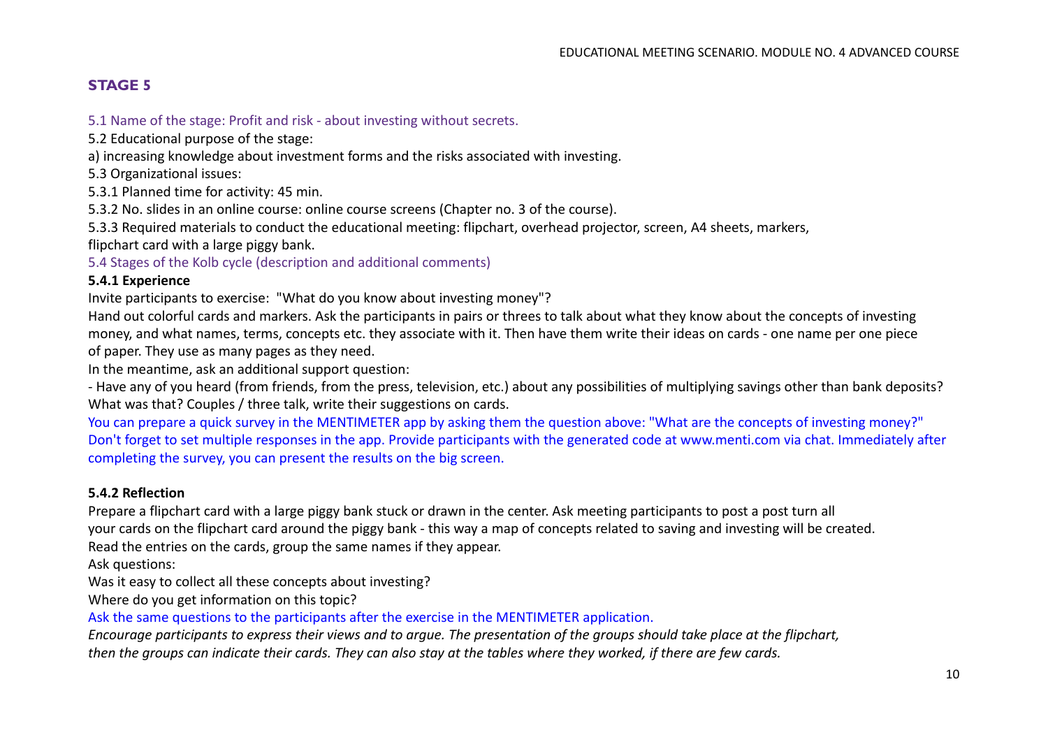## STAGE 5

5.1 Name of the stage: Profit and risk - about investing without secrets.

5.2 Educational purpose of the stage:

a) increasing knowledge about investment forms and the risks associated with investing.

5.3 Organizational issues:

5.3.1 Planned time for activity: 45 min.

5.3.2 No. slides in an online course: online course screens (Chapter no. 3 of the course).

5.3.3 Required materials to conduct the educational meeting: flipchart, overhead projector, screen, A4 sheets, markers, flipchart card with a large piggy bank.

5.4 Stages of the Kolb cycle (description and additional comments)

**5.4.1 Experience**

Invite participants to exercise: "What do you know about investing money"?

Hand out colorful cards and markers. Ask the participants in pairs or threes to talk about what they know about the concepts of investing money, and what names, terms, concepts etc. they associate with it. Then have them write their ideas on cards - one name per one piece of paper. They use as many pages as they need.

In the meantime, ask an additional support question:

- Have any of you heard (from friends, from the press, television, etc.) about any possibilities of multiplying savings other than bank deposits? What was that? Couples / three talk, write their suggestions on cards.

You can prepare a quick survey in the MENTIMETER app by asking them the question above: "What are the concepts of investing money?" Don't forget to set multiple responses in the app. Provide participants with the generated code at www.menti.com via chat. Immediately after completing the survey, you can present the results on the big screen.

**5.4.2 Reflection**

Prepare a flipchart card with a large piggy bank stuck or drawn in the center. Ask meeting participants to post a post turn all your cards on the flipchart card around the piggy bank - this way a map of concepts related to saving and investing will be created.

Read the entries on the cards, group the same names if they appear.

Ask questions:

Was it easy to collect all these concepts about investing?

Where do you get information on this topic?

Ask the same questions to the participants after the exercise in the MENTIMETER application.

*Encourage participants to express their views and to argue. The presentation of the groups should take place at the flipchart, then the groups can indicate their cards. They can also stay at the tables where they worked, if there are few cards.*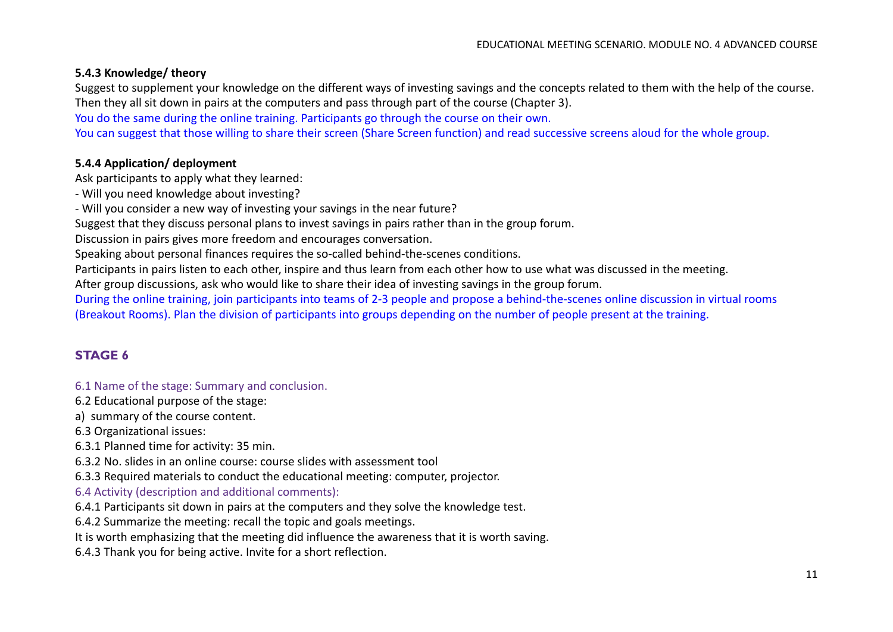#### 5.4.3 Knowledge/ theory

Suggest to supplement your knowledge on the different ways of investing savings and the concepts related to them with the help of the course. Then they all sit down in pairs at the computers and pass through part of the course (Chapter 3).

You do the same during the online training. Participants go through the course on their own.

You can suggest that those willing to share their screen (Share Screen function) and read successive screens aloud for the whole group.

#### 5.4.4 Application/ deployment

Ask participants to apply what they learned:

- Will you need knowledge about investing?
- Will you consider a new way of investing your savings in the near future?

Suggest that they discuss personal plans to invest savings in pairs rather than in the group forum.

Discussion in pairs gives more freedom and encourages conversation.

Speaking about personal finances requires the so-called behind-the-scenes conditions.

Participants in pairs listen to each other, inspire and thus learn from each other how to use what was discussed in the meeting.

After group discussions, ask who would like to share their idea of investing savings in the group forum.

During the online training, join participants into teams of 2-3 people and propose a behind-the-scenes online discussion in virtual rooms (Breakout Rooms). Plan the division of participants into groups depending on the number of people present at the training.

## STAGE 6

6.1 Name of the stage: Summary and conclusion.

6.2 Educational purpose of the stage:

a) summary of the course content.

6.3 Organizational issues:

6.3.1 Planned time for activity: 35 min.

6.3.2 No. slides in an online course: course slides with assessment tool

6.3.3 Required materials to conduct the educational meeting: computer, projector.

6.4 Activity (description and additional comments):

6.4.1 Participants sit down in pairs at the computers and they solve the knowledge test.

6.4.2 Summarize the meeting: recall the topic and goals meetings.

It is worth emphasizing that the meeting did influence the awareness that it is worth saving.

6.4.3 Thank you for being active. Invite for a short reflection.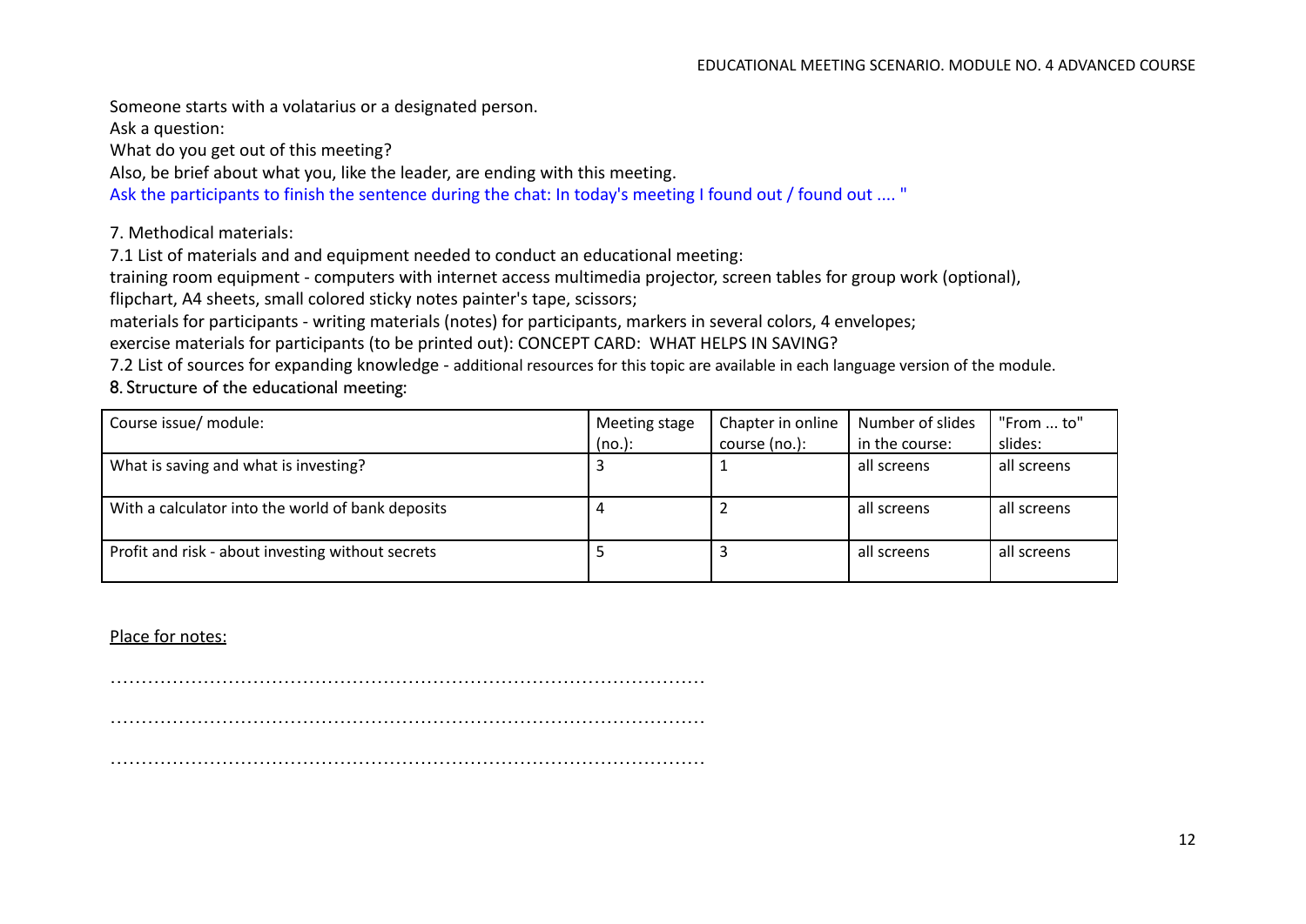Someone starts with a volatarius or a designated person.

Ask a question:

What do you get out of this meeting?

Also, be brief about what you, like the leader, are ending with this meeting.

Ask the participants to finish the sentence during the chat: In today's meeting I found out / found out .... "

7. Methodical materials:

7.1 List of materials and and equipment needed to conduct an educational meeting:

training room equipment - computers with internet access multimedia projector, screen tables for group work (optional), flipchart, A4 sheets, small colored sticky notes painter's tape, scissors;

materials for participants - writing materials (notes) for participants, markers in several colors, 4 envelopes;

exercise materials for participants (to be printed out): CONCEPT CARD: WHAT HELPS IN SAVING?

7.2 List of sources for expanding knowledge - additional resources for this topic are available in each language version of the module.

8. Structure of the educational meeting:

| Course issue/ module: | Meeting stage (no.): | Chapter in online course (no.): | Number of slides in the course: | "From ... to" slides: |
|---|---|---|---|---|
| What is saving and what is investing? | 3 | 1 | all screens | all screens |
| With a calculator into the world of bank deposits | 4 | 2 | all screens | all screens |
| Profit and risk - about investing without secrets | 5 | 3 | all screens | all screens |

Place for notes:

………………………………………………………………………………………

………………………………………………………………………………………

………………………………………………………………………………………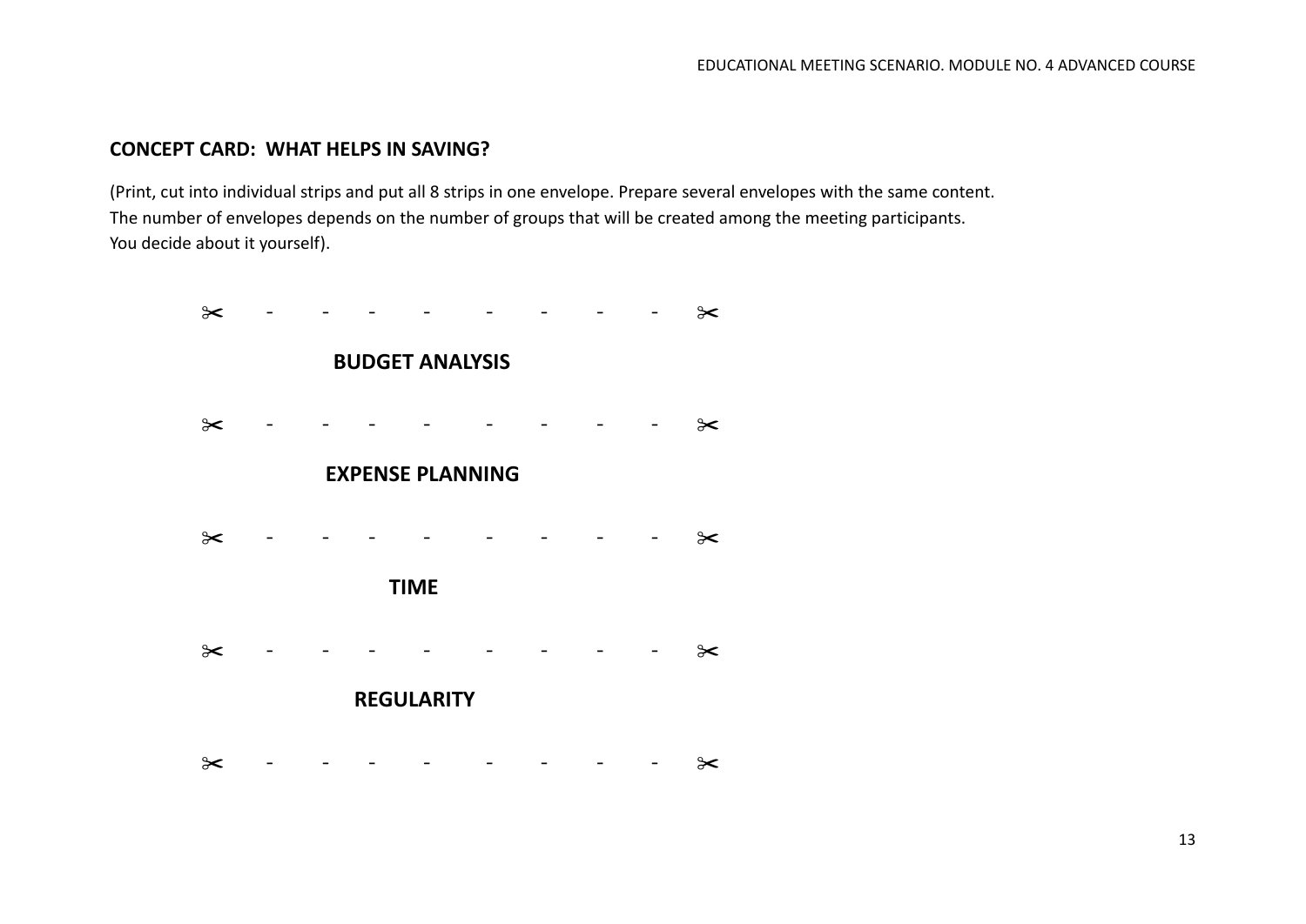## CONCEPT CARD: WHAT HELPS IN SAVING?

(Print, cut into individual strips and put all 8 strips in one envelope. Prepare several envelopes with the same content. The number of envelopes depends on the number of groups that will be created among the meeting participants. You decide about it yourself).

✂ - - - - - - - - ✂

**BUDGET ANALYSIS**

✂ - - - - - - - - ✂

**EXPENSE PLANNING**

✂ - - - - - - - - ✂

**TIME**

✂ - - - - - - - - ✂

**REGULARITY**

✂ - - - - - - - - ✂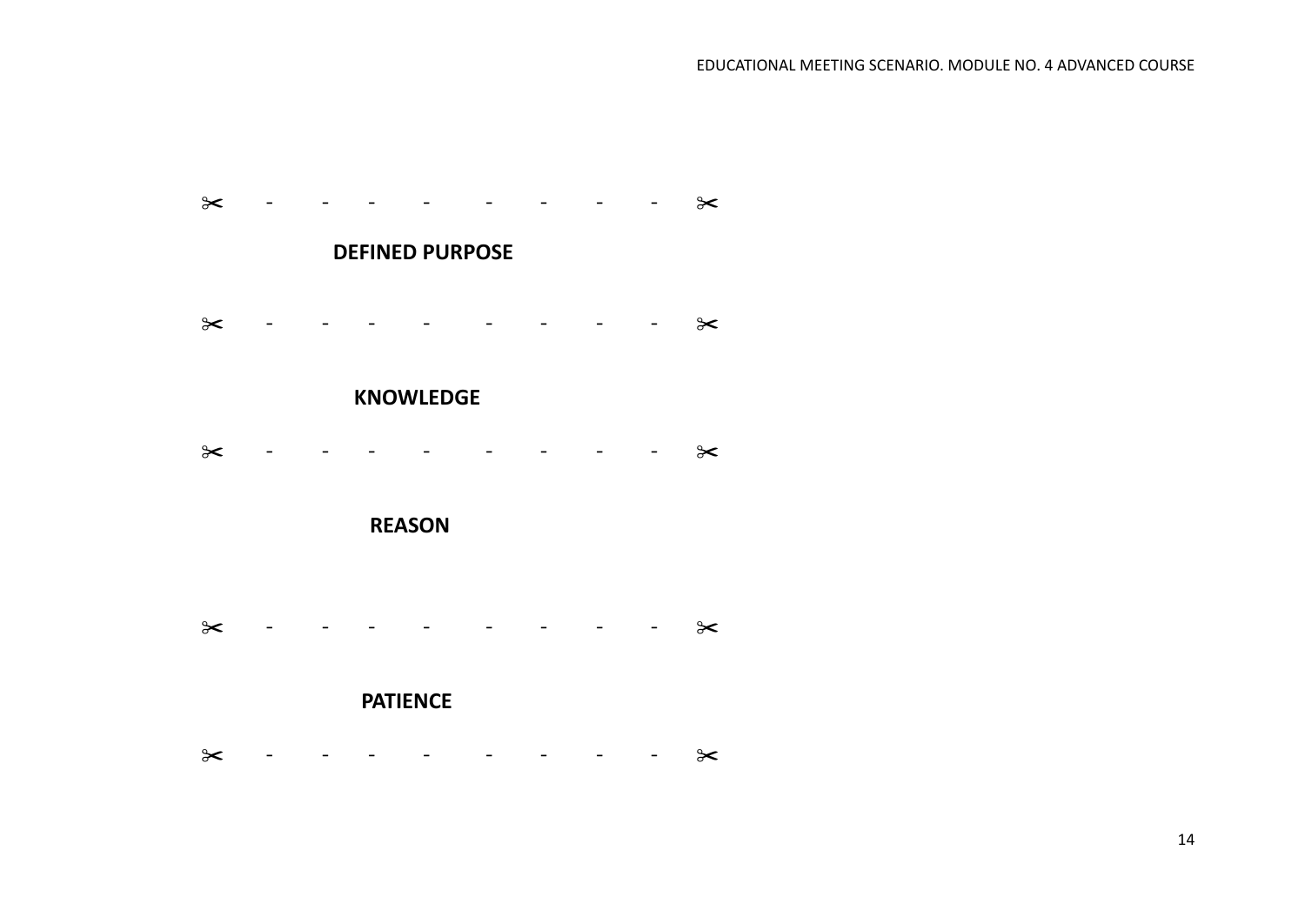✂ - - - - - - - - ✂

**DEFINED PURPOSE**

✂ - - - - - - - - ✂

**KNOWLEDGE**

✂ - - - - - - - - ✂

**REASON**

✂ - - - - - - - - ✂

**PATIENCE**

✂ - - - - - - - - ✂